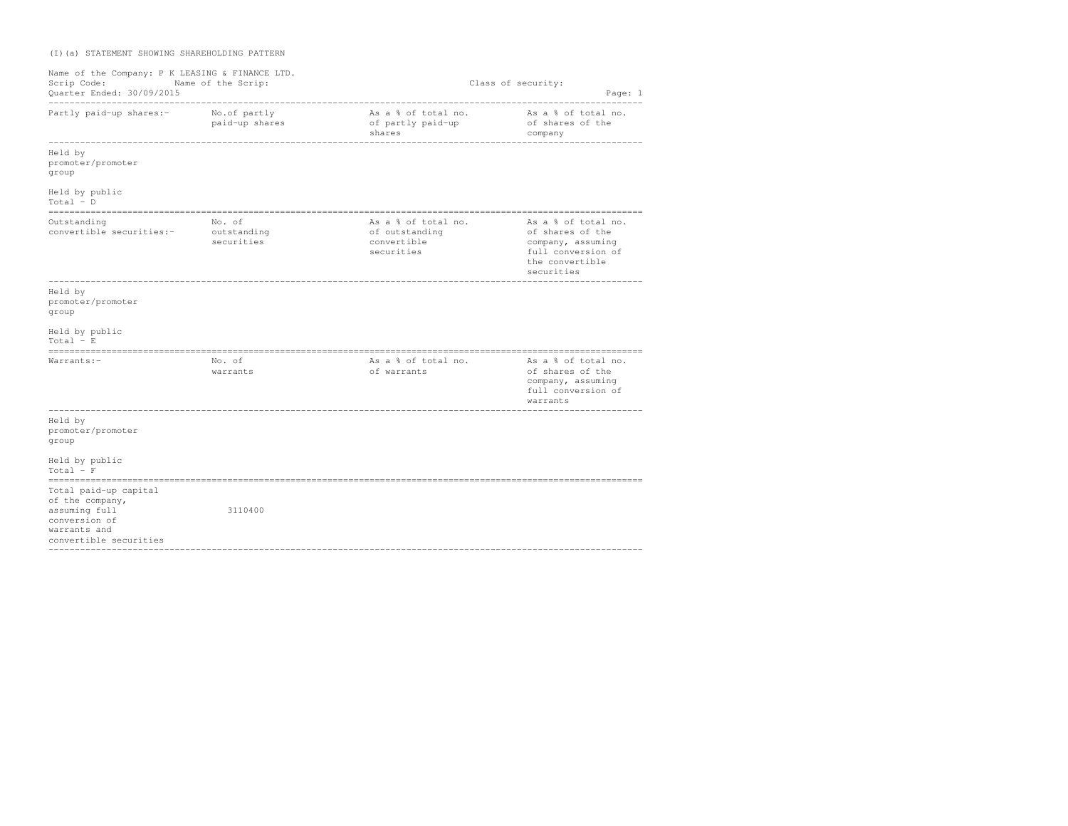(I)(a) STATEMENT SHOWING SHAREHOLDING PATTERN

Name of the Company: P K LEASING & FINANCE LTD.
Scrip Code: Name of the Scrip: Class of security:
Quarter Ended: 30/09/2015

| Partly paid-up shares:- | No.of partly paid-up shares | As a % of total no. of partly paid-up shares | As a % of total no. of shares of the company |
|---|---|---|---|
| Held by promoter/promoter group | | | |
| Held by public | | | |
| Total - D | | | |

| Outstanding convertible securities:- | No. of outstanding securities | As a % of total no. of outstanding convertible securities | As a % of total no. of shares of the company, assuming full conversion of the convertible securities |
|---|---|---|---|
| Held by promoter/promoter group | | | |
| Held by public | | | |
| Total - E | | | |

| Warrants:- | No. of warrants | As a % of total no. of warrants | As a % of total no. of shares of the company, assuming full conversion of warrants |
|---|---|---|---|
| Held by promoter/promoter group | | | |
| Held by public | | | |
| Total - F | | | |

| Total paid-up capital of the company, assuming full conversion of warrants and convertible securities | 3110400 | | |
|---|---|---|---|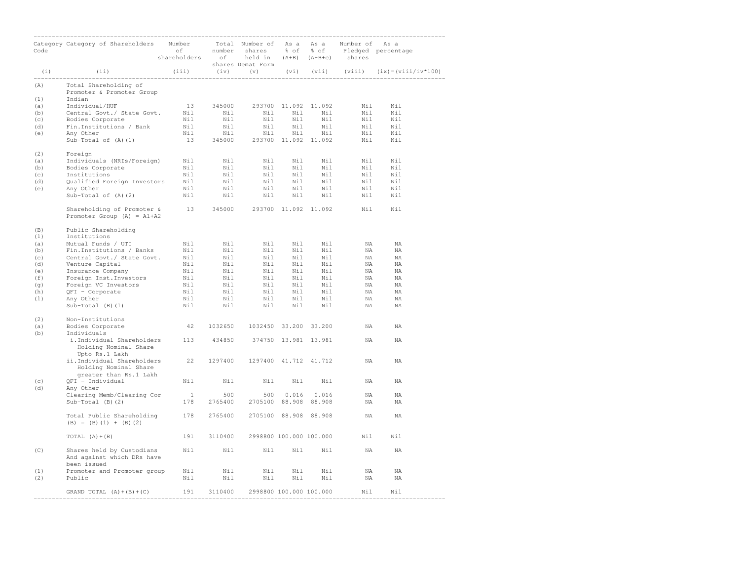| Category Code | Category of Shareholders | Number of shareholders | Total number of shares | Number of shares held in Demat Form | As a % of (A+B) | As a % of (A+B+c) | Number of Pledged shares | As a percentage |
|---|---|---|---|---|---|---|---|---|
| (i) | (ii) | (iii) | (iv) | (v) | (vi) | (vii) | (viii) | (ix)=(viii/iv*100) |
| (A) | Total Shareholding of Promoter & Promoter Group | | | | | | | |
| (1) | Indian | | | | | | | |
| (a) | Individual/HUF | 13 | 345000 | 293700 | 11.092 | 11.092 | Nil | Nil |
| (b) | Central Govt./ State Govt. | Nil | Nil | Nil | Nil | Nil | Nil | Nil |
| (c) | Bodies Corporate | Nil | Nil | Nil | Nil | Nil | Nil | Nil |
| (d) | Fin.Institutions / Bank | Nil | Nil | Nil | Nil | Nil | Nil | Nil |
| (e) | Any Other | Nil | Nil | Nil | Nil | Nil | Nil | Nil |
| | Sub-Total of (A)(1) | 13 | 345000 | 293700 | 11.092 | 11.092 | Nil | Nil |
| (2) | Foreign | | | | | | | |
| (a) | Individuals (NRIs/Foreign) | Nil | Nil | Nil | Nil | Nil | Nil | Nil |
| (b) | Bodies Corporate | Nil | Nil | Nil | Nil | Nil | Nil | Nil |
| (c) | Institutions | Nil | Nil | Nil | Nil | Nil | Nil | Nil |
| (d) | Qualified Foreign Investors | Nil | Nil | Nil | Nil | Nil | Nil | Nil |
| (e) | Any Other | Nil | Nil | Nil | Nil | Nil | Nil | Nil |
| | Sub-Total of (A)(2) | Nil | Nil | Nil | Nil | Nil | Nil | Nil |
| | Shareholding of Promoter & Promoter Group (A) = A1+A2 | 13 | 345000 | 293700 | 11.092 | 11.092 | Nil | Nil |
| (B) | Public Shareholding | | | | | | | |
| (1) | Institutions | | | | | | | |
| (a) | Mutual Funds / UTI | Nil | Nil | Nil | Nil | Nil | NA | NA |
| (b) | Fin.Institutions / Banks | Nil | Nil | Nil | Nil | Nil | NA | NA |
| (c) | Central Govt./ State Govt. | Nil | Nil | Nil | Nil | Nil | NA | NA |
| (d) | Venture Capital | Nil | Nil | Nil | Nil | Nil | NA | NA |
| (e) | Insurance Company | Nil | Nil | Nil | Nil | Nil | NA | NA |
| (f) | Foreign Inst.Investors | Nil | Nil | Nil | Nil | Nil | NA | NA |
| (g) | Foreign VC Investors | Nil | Nil | Nil | Nil | Nil | NA | NA |
| (h) | QFI - Corporate | Nil | Nil | Nil | Nil | Nil | NA | NA |
| (l) | Any Other | Nil | Nil | Nil | Nil | Nil | NA | NA |
| | Sub-Total (B)(1) | Nil | Nil | Nil | Nil | Nil | NA | NA |
| (2) | Non-Institutions | | | | | | | |
| (a) | Bodies Corporate | 42 | 1032650 | 1032450 | 33.200 | 33.200 | NA | NA |
| (b) | Individuals | | | | | | | |
| | i.Individual Shareholders Holding Nominal Share Upto Rs.1 Lakh | 113 | 434850 | 374750 | 13.981 | 13.981 | NA | NA |
| | ii.Individual Shareholders Holding Nominal Share greater than Rs.1 Lakh | 22 | 1297400 | 1297400 | 41.712 | 41.712 | NA | NA |
| (c) | QFI - Individual | Nil | Nil | Nil | Nil | Nil | NA | NA |
| (d) | Any Other | | | | | | | |
| | Clearing Memb/Clearing Cor | 1 | 500 | 500 | 0.016 | 0.016 | NA | NA |
| | Sub-Total (B)(2) | 178 | 2765400 | 2705100 | 88.908 | 88.908 | NA | NA |
| | Total Public Shareholding (B) = (B)(1) + (B)(2) | 178 | 2765400 | 2705100 | 88.908 | 88.908 | NA | NA |
| | TOTAL (A)+(B) | 191 | 3110400 | 2998800 | 100.000 | 100.000 | Nil | Nil |
| (C) | Shares held by Custodians And against which DRs have been issued | Nil | Nil | Nil | Nil | Nil | NA | NA |
| (1) | Promoter and Promoter group | Nil | Nil | Nil | Nil | Nil | NA | NA |
| (2) | Public | Nil | Nil | Nil | Nil | Nil | NA | NA |
| | GRAND TOTAL (A)+(B)+(C) | 191 | 3110400 | 2998800 | 100.000 | 100.000 | Nil | Nil |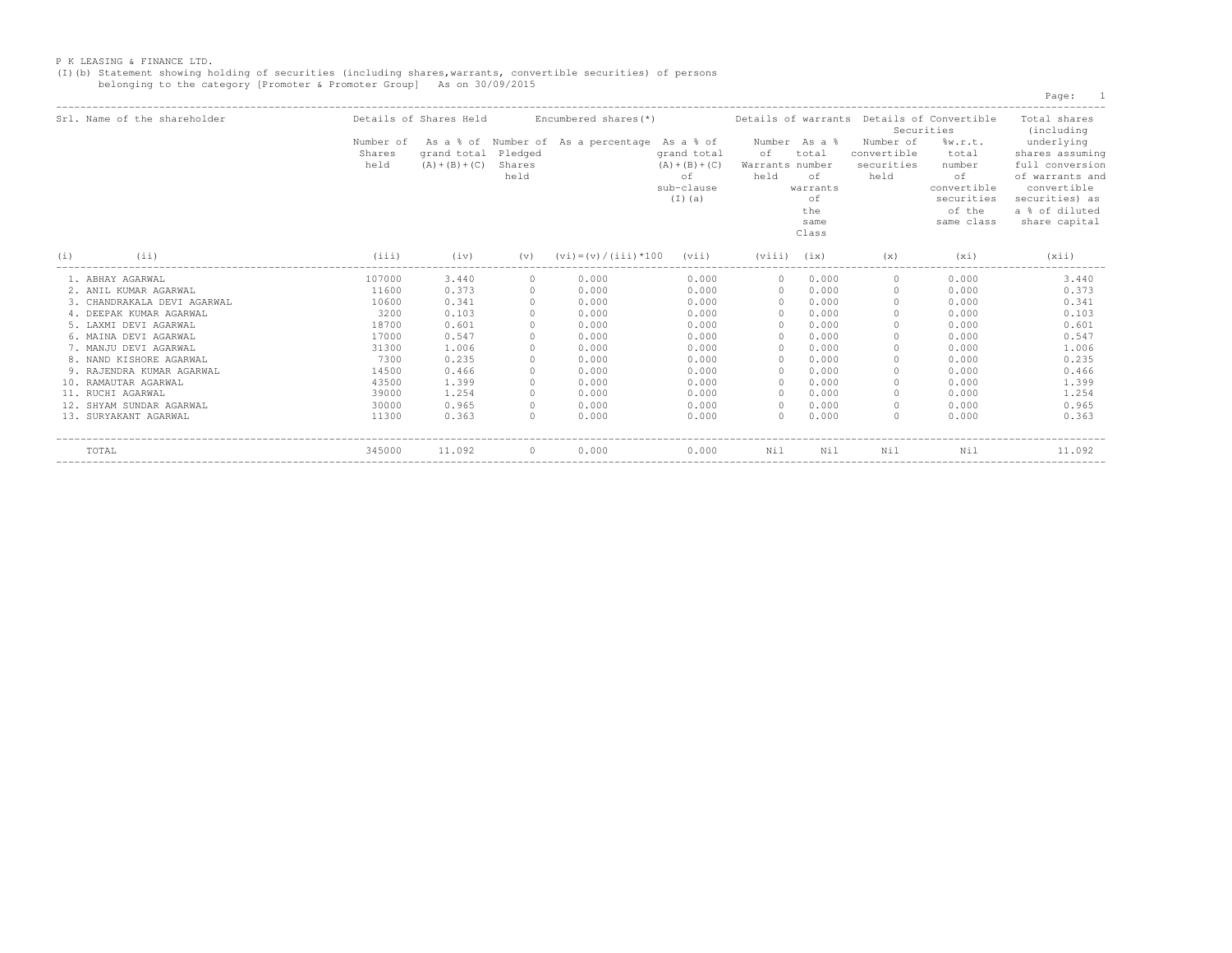P K LEASING & FINANCE LTD.

(I)(b) Statement showing holding of securities (including shares,warrants, convertible securities) of persons belonging to the category [Promoter & Promoter Group] As on 30/09/2015

| Srl. | Name of the shareholder | Details of Shares Held | | Encumbered shares(*) | | | Details of warrants | | Details of Convertible Securities | | Total shares (including underlying shares assuming full conversion of warrants and convertible securities) as a % of diluted share capital |
|---|---|---|---|---|---|---|---|---|---|---|---|
| | | Number of Shares held | As a % of grand total (A)+(B)+(C) | Number of Pledged Shares held | As a percentage | As a % of grand total (A)+(B)+(C) of sub-clause (I)(a) | Number of Warrants held | As a % total number of warrants of the same Class | Number of convertible securities held | %w.r.t. total number of convertible securities of the same class | |
| (i) | (ii) | (iii) | (iv) | (v) | (vi)=(v)/(iii)*100 | (vii) | (viii) | (ix) | (x) | (xi) | (xii) |
| 1. | ABHAY AGARWAL | 107000 | 3.440 | 0 | 0.000 | 0.000 | 0 | 0.000 | 0 | 0.000 | 3.440 |
| 2. | ANIL KUMAR AGARWAL | 11600 | 0.373 | 0 | 0.000 | 0.000 | 0 | 0.000 | 0 | 0.000 | 0.373 |
| 3. | CHANDRAKALA DEVI AGARWAL | 10600 | 0.341 | 0 | 0.000 | 0.000 | 0 | 0.000 | 0 | 0.000 | 0.341 |
| 4. | DEEPAK KUMAR AGARWAL | 3200 | 0.103 | 0 | 0.000 | 0.000 | 0 | 0.000 | 0 | 0.000 | 0.103 |
| 5. | LAXMI DEVI AGARWAL | 18700 | 0.601 | 0 | 0.000 | 0.000 | 0 | 0.000 | 0 | 0.000 | 0.601 |
| 6. | MAINA DEVI AGARWAL | 17000 | 0.547 | 0 | 0.000 | 0.000 | 0 | 0.000 | 0 | 0.000 | 0.547 |
| 7. | MANJU DEVI AGARWAL | 31300 | 1.006 | 0 | 0.000 | 0.000 | 0 | 0.000 | 0 | 0.000 | 1.006 |
| 8. | NAND KISHORE AGARWAL | 7300 | 0.235 | 0 | 0.000 | 0.000 | 0 | 0.000 | 0 | 0.000 | 0.235 |
| 9. | RAJENDRA KUMAR AGARWAL | 14500 | 0.466 | 0 | 0.000 | 0.000 | 0 | 0.000 | 0 | 0.000 | 0.466 |
| 10. | RAMAUTAR AGARWAL | 43500 | 1.399 | 0 | 0.000 | 0.000 | 0 | 0.000 | 0 | 0.000 | 1.399 |
| 11. | RUCHI AGARWAL | 39000 | 1.254 | 0 | 0.000 | 0.000 | 0 | 0.000 | 0 | 0.000 | 1.254 |
| 12. | SHYAM SUNDAR AGARWAL | 30000 | 0.965 | 0 | 0.000 | 0.000 | 0 | 0.000 | 0 | 0.000 | 0.965 |
| 13. | SURYAKANT AGARWAL | 11300 | 0.363 | 0 | 0.000 | 0.000 | 0 | 0.000 | 0 | 0.000 | 0.363 |
| | TOTAL | 345000 | 11.092 | 0 | 0.000 | 0.000 | Nil | Nil | Nil | Nil | 11.092 |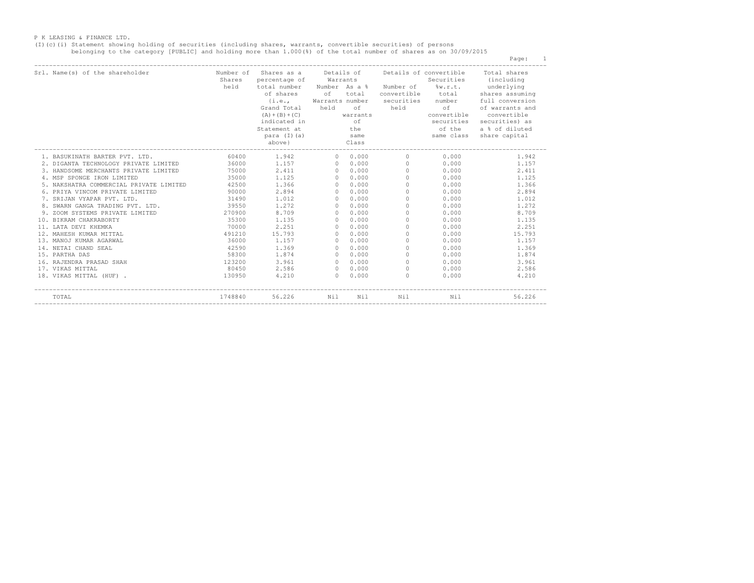P K LEASING & FINANCE LTD.

(I)(c)(i) Statement showing holding of securities (including shares, warrants, convertible securities) of persons belonging to the category [PUBLIC] and holding more than 1.000(%) of the total number of shares as on 30/09/2015

| Srl. | Name(s) of the shareholder | Number of Shares held | Shares as a percentage of total number of shares {i.e., Grand Total (A)+(B)+(C) indicated in Statement at para (I)(a) above} | Details of Warrants | | Details of convertible Securities | | Total shares (including underlying shares assuming full conversion of warrants and convertible securities) as a % of diluted share capital |
|---|---|---|---|---|---|---|---|---|
| | | | | Number of Warrants held | As a % total number of warrants of the same Class | Number of convertible securities held | %w.r.t. total number of convertible securities of the same class | |
| 1. | BASUKINATH BARTER PVT. LTD. | 60400 | 1.942 | 0 | 0.000 | 0 | 0.000 | 1.942 |
| 2. | DIGANTA TECHNOLOGY PRIVATE LIMITED | 36000 | 1.157 | 0 | 0.000 | 0 | 0.000 | 1.157 |
| 3. | HANDSOME MERCHANTS PRIVATE LIMITED | 75000 | 2.411 | 0 | 0.000 | 0 | 0.000 | 2.411 |
| 4. | MSP SPONGE IRON LIMITED | 35000 | 1.125 | 0 | 0.000 | 0 | 0.000 | 1.125 |
| 5. | NAKSHATRA COMMERCIAL PRIVATE LIMITED | 42500 | 1.366 | 0 | 0.000 | 0 | 0.000 | 1.366 |
| 6. | PRIYA VINCOM PRIVATE LIMITED | 90000 | 2.894 | 0 | 0.000 | 0 | 0.000 | 2.894 |
| 7. | SRIJAN VYAPAR PVT. LTD. | 31490 | 1.012 | 0 | 0.000 | 0 | 0.000 | 1.012 |
| 8. | SWARN GANGA TRADING PVT. LTD. | 39550 | 1.272 | 0 | 0.000 | 0 | 0.000 | 1.272 |
| 9. | ZOOM SYSTEMS PRIVATE LIMITED | 270900 | 8.709 | 0 | 0.000 | 0 | 0.000 | 8.709 |
| 10. | BIKRAM CHAKRABORTY | 35300 | 1.135 | 0 | 0.000 | 0 | 0.000 | 1.135 |
| 11. | LATA DEVI KHEMKA | 70000 | 2.251 | 0 | 0.000 | 0 | 0.000 | 2.251 |
| 12. | MAHESH KUMAR MITTAL | 491210 | 15.793 | 0 | 0.000 | 0 | 0.000 | 15.793 |
| 13. | MANOJ KUMAR AGARWAL | 36000 | 1.157 | 0 | 0.000 | 0 | 0.000 | 1.157 |
| 14. | NETAI CHAND SEAL | 42590 | 1.369 | 0 | 0.000 | 0 | 0.000 | 1.369 |
| 15. | PARTHA DAS | 58300 | 1.874 | 0 | 0.000 | 0 | 0.000 | 1.874 |
| 16. | RAJENDRA PRASAD SHAH | 123200 | 3.961 | 0 | 0.000 | 0 | 0.000 | 3.961 |
| 17. | VIKAS MITTAL | 80450 | 2.586 | 0 | 0.000 | 0 | 0.000 | 2.586 |
| 18. | VIKAS MITTAL (HUF) . | 130950 | 4.210 | 0 | 0.000 | 0 | 0.000 | 4.210 |
| | TOTAL | 1748840 | 56.226 | Nil | Nil | Nil | Nil | 56.226 |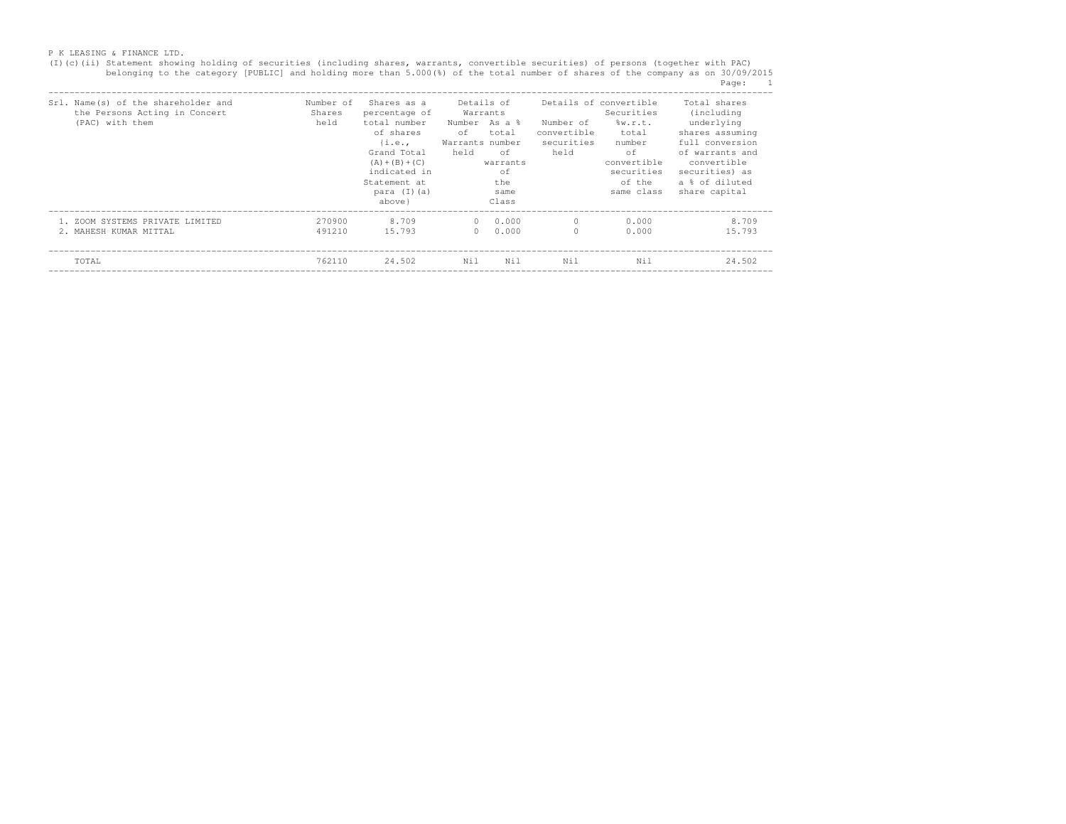P K LEASING & FINANCE LTD.

(I)(c)(ii) Statement showing holding of securities (including shares, warrants, convertible securities) of persons (together with PAC) belonging to the category [PUBLIC] and holding more than 5.000(%) of the total number of shares of the company as on 30/09/2015

| Srl. | Name(s) of the shareholder and the Persons Acting in Concert (PAC) with them | Number of Shares held | Shares as a percentage of total number of shares {i.e., Grand Total (A)+(B)+(C) indicated in Statement at para (I)(a) above} | Details of Warrants | | Details of convertible Securities | | Total shares (including underlying shares assuming full conversion of warrants and convertible securities) as a % of diluted share capital |
|---|---|---|---|---|---|---|---|---|
| | | | | Number of Warrants held | As a % total number of warrants of the same Class | Number of convertible securities held | %w.r.t. total number of convertible securities of the same class | |
| 1. | ZOOM SYSTEMS PRIVATE LIMITED | 270900 | 8.709 | 0 | 0.000 | 0 | 0.000 | 8.709 |
| 2. | MAHESH KUMAR MITTAL | 491210 | 15.793 | 0 | 0.000 | 0 | 0.000 | 15.793 |
| | TOTAL | 762110 | 24.502 | Nil | Nil | Nil | Nil | 24.502 |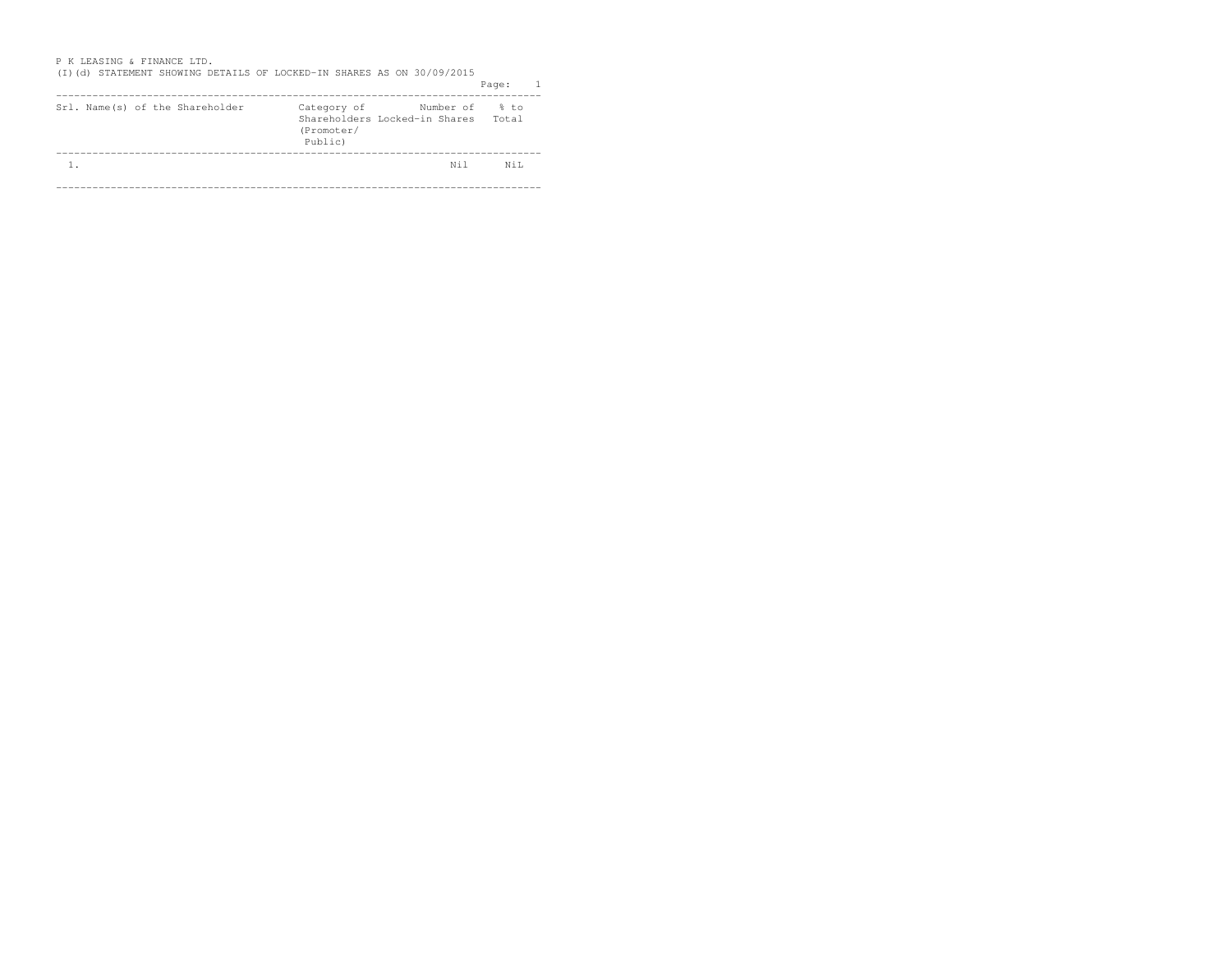P K LEASING & FINANCE LTD.

(I)(d) STATEMENT SHOWING DETAILS OF LOCKED-IN SHARES AS ON 30/09/2015

| Srl. | Name(s) of the Shareholder | Category of Shareholders (Promoter/ Public) | Number of Locked-in Shares | % to Total |
|---|---|---|---|---|
| 1. | | | Nil | NiL |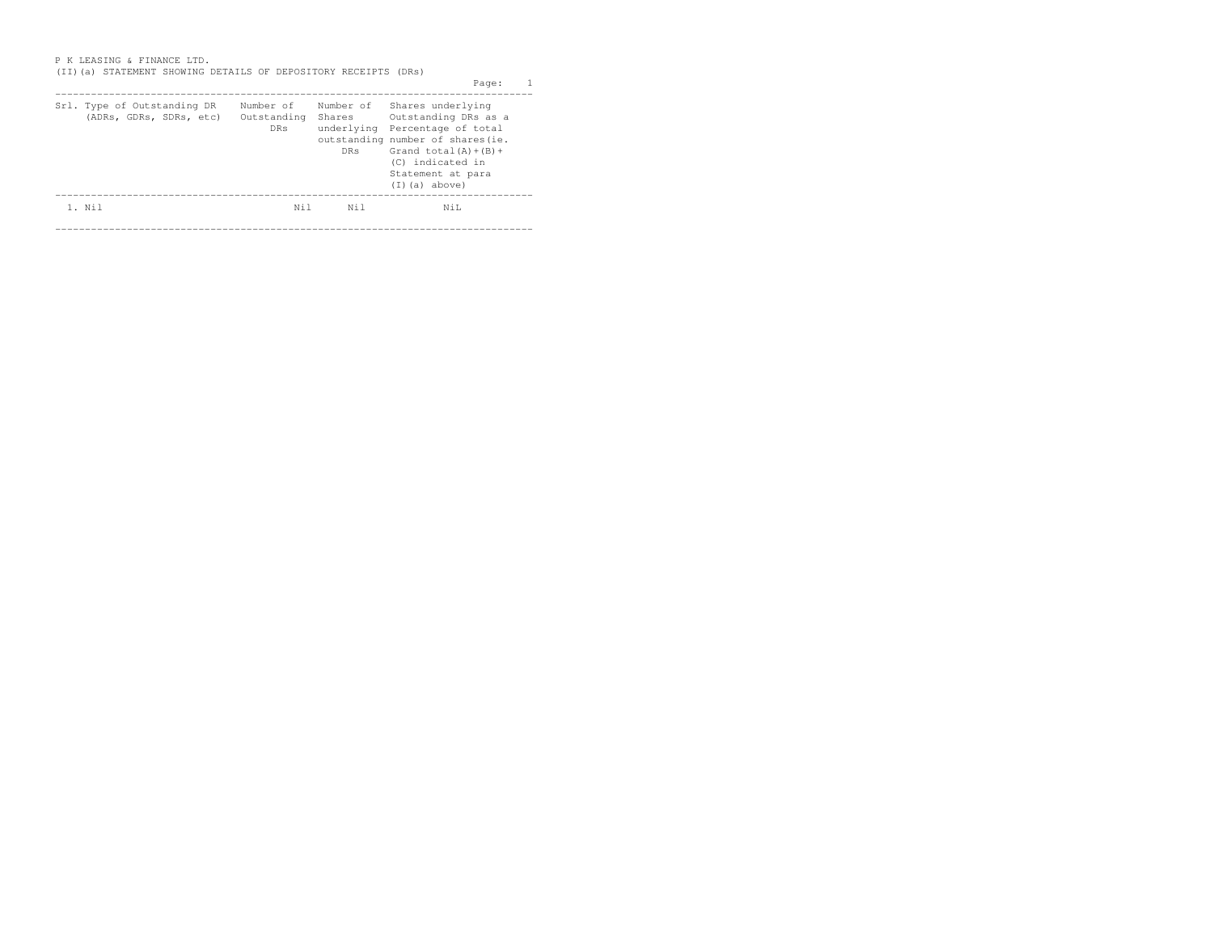P K LEASING & FINANCE LTD.

(II)(a) STATEMENT SHOWING DETAILS OF DEPOSITORY RECEIPTS (DRs)

| Srl. | Type of Outstanding DR (ADRs, GDRs, SDRs, etc) | Number of Outstanding DRs | Number of Shares underlying outstanding DRs | Shares underlying Outstanding DRs as a Percentage of total number of shares(ie. Grand total(A)+(B)+(C) indicated in Statement at para (I)(a) above) |
|---|---|---|---|---|
| 1. | Nil | Nil | Nil | NiL |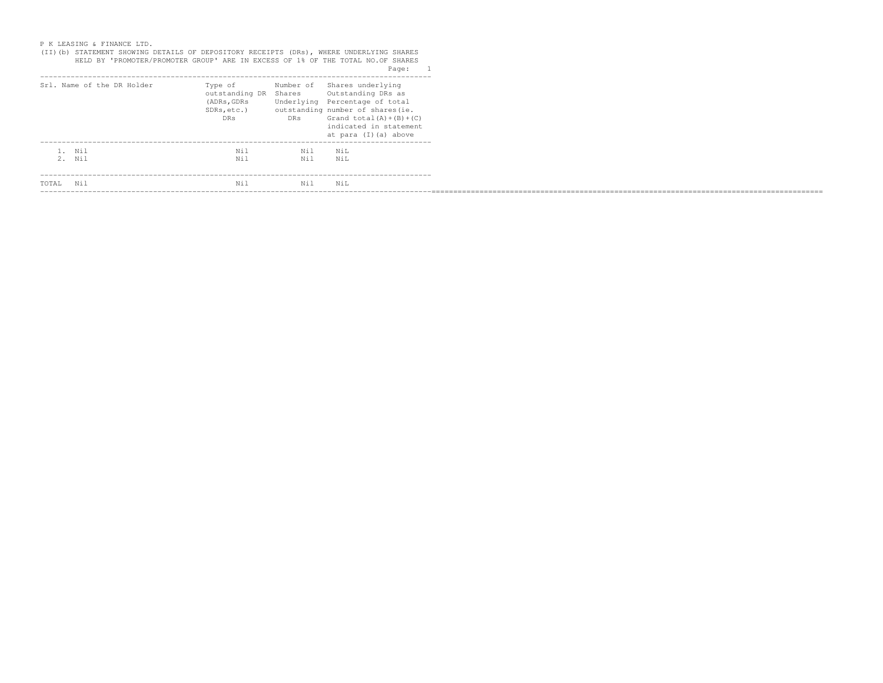P K LEASING & FINANCE LTD.

(II)(b) STATEMENT SHOWING DETAILS OF DEPOSITORY RECEIPTS (DRs), WHERE UNDERLYING SHARES HELD BY 'PROMOTER/PROMOTER GROUP' ARE IN EXCESS OF 1% OF THE TOTAL NO.OF SHARES

| Srl. | Name of the DR Holder | Type of outstanding DR (ADRs,GDRs SDRs,etc.) DRs | Number of Shares Underlying outstanding DRs | Shares underlying Outstanding DRs as Percentage of total number of shares(ie. Grand total(A)+(B)+(C) indicated in statement at para (I)(a) above |
|---|---|---|---|---|
| 1. | Nil | Nil | Nil | NiL |
| 2. | Nil | Nil | Nil | NiL |
| TOTAL | Nil | Nil | Nil | NiL |